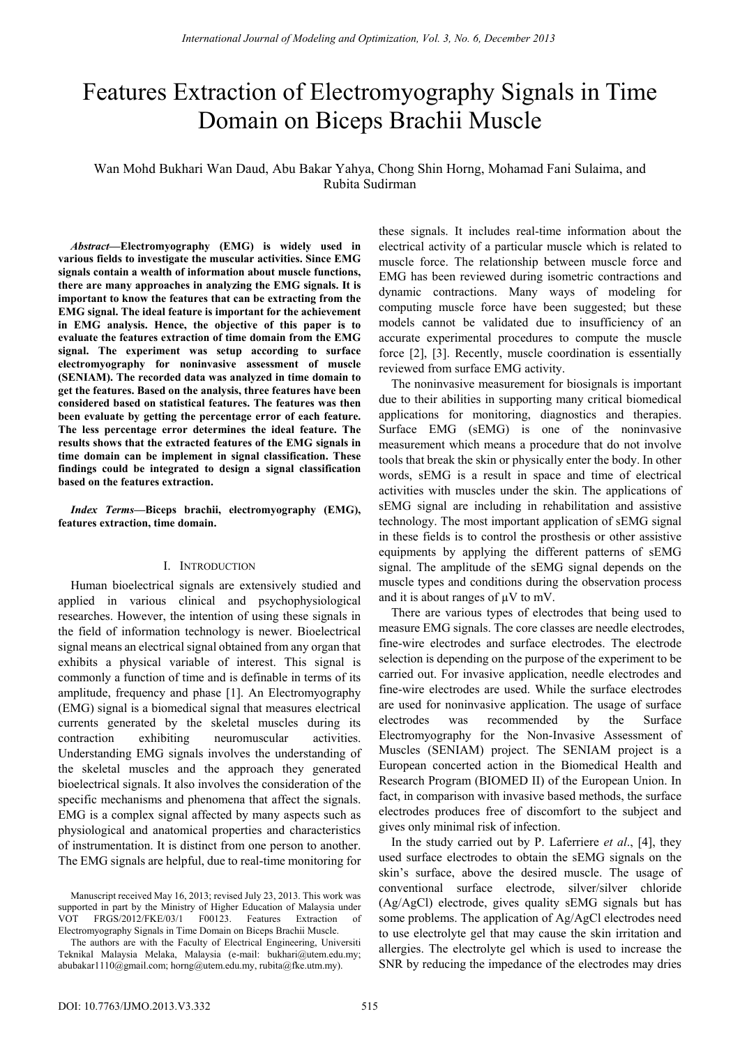# Features Extraction of Electromyography Signals in Time Domain on Biceps Brachii Muscle

Wan Mohd Bukhari Wan Daud, Abu Bakar Yahya, Chong Shin Horng, Mohamad Fani Sulaima, and Rubita Sudirman

***Abstract*—Electromyography (EMG) is widely used in various fields to investigate the muscular activities. Since EMG signals contain a wealth of information about muscle functions, there are many approaches in analyzing the EMG signals. It is important to know the features that can be extracting from the EMG signal. The ideal feature is important for the achievement in EMG analysis. Hence, the objective of this paper is to evaluate the features extraction of time domain from the EMG signal. The experiment was setup according to surface electromyography for noninvasive assessment of muscle (SENIAM). The recorded data was analyzed in time domain to get the features. Based on the analysis, three features have been considered based on statistical features. The features was then been evaluate by getting the percentage error of each feature. The less percentage error determines the ideal feature. The results shows that the extracted features of the EMG signals in time domain can be implement in signal classification. These findings could be integrated to design a signal classification based on the features extraction.**

***Index Terms*—Biceps brachii, electromyography (EMG), features extraction, time domain.**

## I. Introduction

Human bioelectrical signals are extensively studied and applied in various clinical and psychophysiological researches. However, the intention of using these signals in the field of information technology is newer. Bioelectrical signal means an electrical signal obtained from any organ that exhibits a physical variable of interest. This signal is commonly a function of time and is definable in terms of its amplitude, frequency and phase [1]. An Electromyography (EMG) signal is a biomedical signal that measures electrical currents generated by the skeletal muscles during its contraction exhibiting neuromuscular activities. Understanding EMG signals involves the understanding of the skeletal muscles and the approach they generated bioelectrical signals. It also involves the consideration of the specific mechanisms and phenomena that affect the signals. EMG is a complex signal affected by many aspects such as physiological and anatomical properties and characteristics of instrumentation. It is distinct from one person to another. The EMG signals are helpful, due to real-time monitoring for these signals. It includes real-time information about the electrical activity of a particular muscle which is related to muscle force. The relationship between muscle force and EMG has been reviewed during isometric contractions and dynamic contractions. Many ways of modeling for computing muscle force have been suggested; but these models cannot be validated due to insufficiency of an accurate experimental procedures to compute the muscle force [2], [3]. Recently, muscle coordination is essentially reviewed from surface EMG activity.

The noninvasive measurement for biosignals is important due to their abilities in supporting many critical biomedical applications for monitoring, diagnostics and therapies. Surface EMG (sEMG) is one of the noninvasive measurement which means a procedure that do not involve tools that break the skin or physically enter the body. In other words, sEMG is a result in space and time of electrical activities with muscles under the skin. The applications of sEMG signal are including in rehabilitation and assistive technology. The most important application of sEMG signal in these fields is to control the prosthesis or other assistive equipments by applying the different patterns of sEMG signal. The amplitude of the sEMG signal depends on the muscle types and conditions during the observation process and it is about ranges of µV to mV.

There are various types of electrodes that being used to measure EMG signals. The core classes are needle electrodes, fine-wire electrodes and surface electrodes. The electrode selection is depending on the purpose of the experiment to be carried out. For invasive application, needle electrodes and fine-wire electrodes are used. While the surface electrodes are used for noninvasive application. The usage of surface electrodes was recommended by the Surface Electromyography for the Non-Invasive Assessment of Muscles (SENIAM) project. The SENIAM project is a European concerted action in the Biomedical Health and Research Program (BIOMED II) of the European Union. In fact, in comparison with invasive based methods, the surface electrodes produces free of discomfort to the subject and gives only minimal risk of infection.

In the study carried out by P. Laferriere *et al*., [4], they used surface electrodes to obtain the sEMG signals on the skin's surface, above the desired muscle. The usage of conventional surface electrode, silver/silver chloride (Ag/AgCl) electrode, gives quality sEMG signals but has some problems. The application of Ag/AgCl electrodes need to use electrolyte gel that may cause the skin irritation and allergies. The electrolyte gel which is used to increase the SNR by reducing the impedance of the electrodes may dries

Manuscript received May 16, 2013; revised July 23, 2013. This work was supported in part by the Ministry of Higher Education of Malaysia under VOT FRGS/2012/FKE/03/1 F00123. Features Extraction of Electromyography Signals in Time Domain on Biceps Brachii Muscle.

The authors are with the Faculty of Electrical Engineering, Universiti Teknikal Malaysia Melaka, Malaysia (e-mail: bukhari@utem.edu.my; abubakar1110@gmail.com; horng@utem.edu.my, rubita@fke.utm.my).

DOI: 10.7763/IJMO.2013.V3.332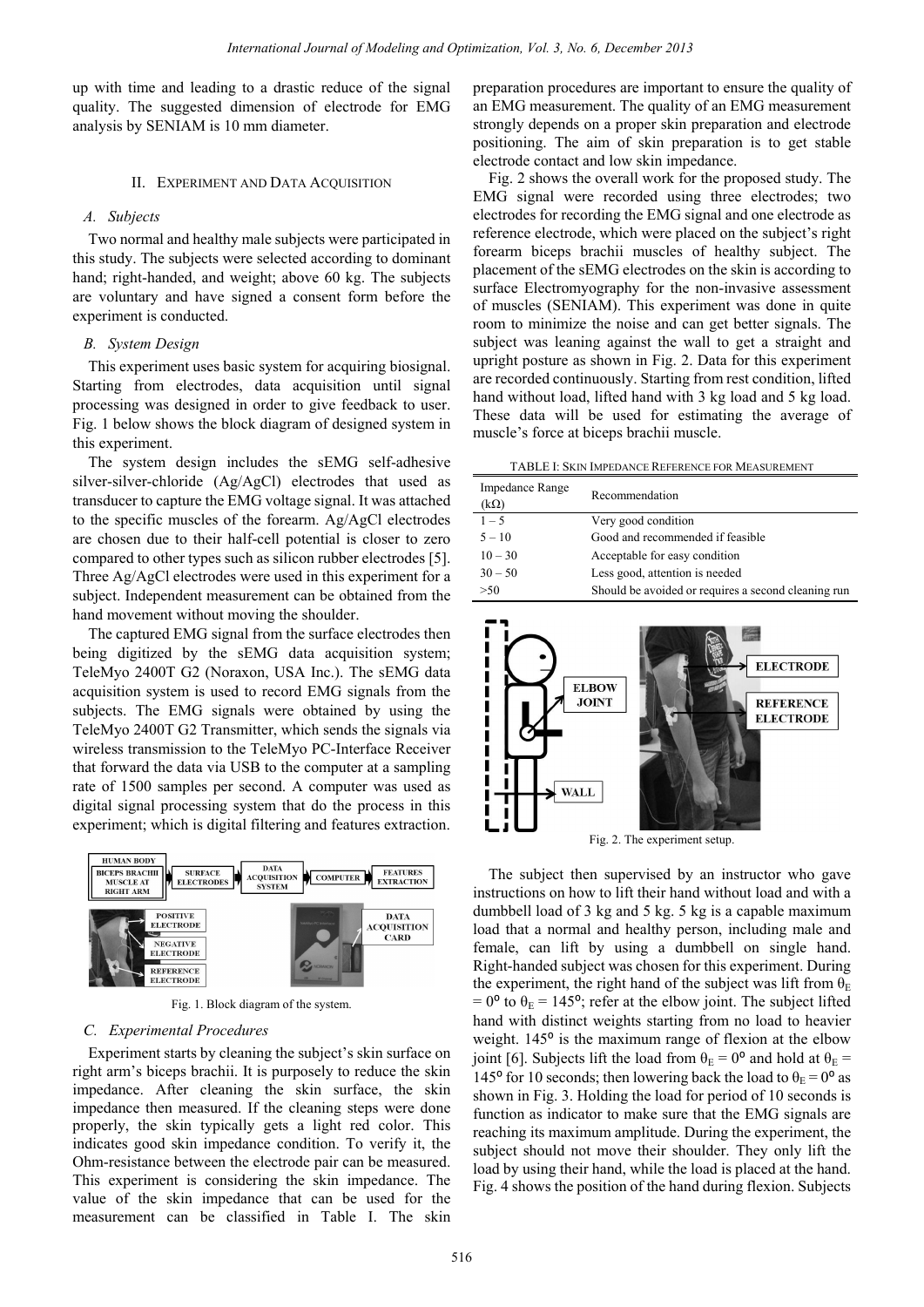up with time and leading to a drastic reduce of the signal quality. The suggested dimension of electrode for EMG analysis by SENIAM is 10 mm diameter.

## II. Experiment and Data Acquisition

### A. Subjects

Two normal and healthy male subjects were participated in this study. The subjects were selected according to dominant hand; right-handed, and weight; above 60 kg. The subjects are voluntary and have signed a consent form before the experiment is conducted.

### B. System Design

This experiment uses basic system for acquiring biosignal. Starting from electrodes, data acquisition until signal processing was designed in order to give feedback to user. Fig. 1 below shows the block diagram of designed system in this experiment.

The system design includes the sEMG self-adhesive silver-silver-chloride (Ag/AgCl) electrodes that used as transducer to capture the EMG voltage signal. It was attached to the specific muscles of the forearm. Ag/AgCl electrodes are chosen due to their half-cell potential is closer to zero compared to other types such as silicon rubber electrodes [5]. Three Ag/AgCl electrodes were used in this experiment for a subject. Independent measurement can be obtained from the hand movement without moving the shoulder.

The captured EMG signal from the surface electrodes then being digitized by the sEMG data acquisition system; TeleMyo 2400T G2 (Noraxon, USA Inc.). The sEMG data acquisition system is used to record EMG signals from the subjects. The EMG signals were obtained by using the TeleMyo 2400T G2 Transmitter, which sends the signals via wireless transmission to the TeleMyo PC-Interface Receiver that forward the data via USB to the computer at a sampling rate of 1500 samples per second. A computer was used as digital signal processing system that do the process in this experiment; which is digital filtering and features extraction.

Fig. 1. Block diagram of the system.

### C. Experimental Procedures

Experiment starts by cleaning the subject's skin surface on right arm's biceps brachii. It is purposely to reduce the skin impedance. After cleaning the skin surface, the skin impedance then measured. If the cleaning steps were done properly, the skin typically gets a light red color. This indicates good skin impedance condition. To verify it, the Ohm-resistance between the electrode pair can be measured. This experiment is considering the skin impedance. The value of the skin impedance that can be used for the measurement can be classified in Table I. The skin preparation procedures are important to ensure the quality of an EMG measurement. The quality of an EMG measurement strongly depends on a proper skin preparation and electrode positioning. The aim of skin preparation is to get stable electrode contact and low skin impedance.

Fig. 2 shows the overall work for the proposed study. The EMG signal were recorded using three electrodes; two electrodes for recording the EMG signal and one electrode as reference electrode, which were placed on the subject's right forearm biceps brachii muscles of healthy subject. The placement of the sEMG electrodes on the skin is according to surface Electromyography for the non-invasive assessment of muscles (SENIAM). This experiment was done in quite room to minimize the noise and can get better signals. The subject was leaning against the wall to get a straight and upright posture as shown in Fig. 2. Data for this experiment are recorded continuously. Starting from rest condition, lifted hand without load, lifted hand with 3 kg load and 5 kg load. These data will be used for estimating the average of muscle's force at biceps brachii muscle.

TABLE I: Skin Impedance Reference for Measurement

| Impedance Range (kΩ) | Recommendation |
|---|---|
| 1 – 5 | Very good condition |
| 5 – 10 | Good and recommended if feasible |
| 10 – 30 | Acceptable for easy condition |
| 30 – 50 | Less good, attention is needed |
| >50 | Should be avoided or requires a second cleaning run |

Fig. 2. The experiment setup.

The subject then supervised by an instructor who gave instructions on how to lift their hand without load and with a dumbbell load of 3 kg and 5 kg. 5 kg is a capable maximum load that a normal and healthy person, including male and female, can lift by using a dumbbell on single hand. Right-handed subject was chosen for this experiment. During the experiment, the right hand of the subject was lift from $\theta_E = 0°$ to $\theta_E = 145°$; refer at the elbow joint. The subject lifted hand with distinct weights starting from no load to heavier weight. 145° is the maximum range of flexion at the elbow joint [6]. Subjects lift the load from $\theta_E = 0°$ and hold at $\theta_E = 145°$ for 10 seconds; then lowering back the load to $\theta_E = 0°$ as shown in Fig. 3. Holding the load for period of 10 seconds is function as indicator to make sure that the EMG signals are reaching its maximum amplitude. During the experiment, the subject should not move their shoulder. They only lift the load by using their hand, while the load is placed at the hand. Fig. 4 shows the position of the hand during flexion. Subjects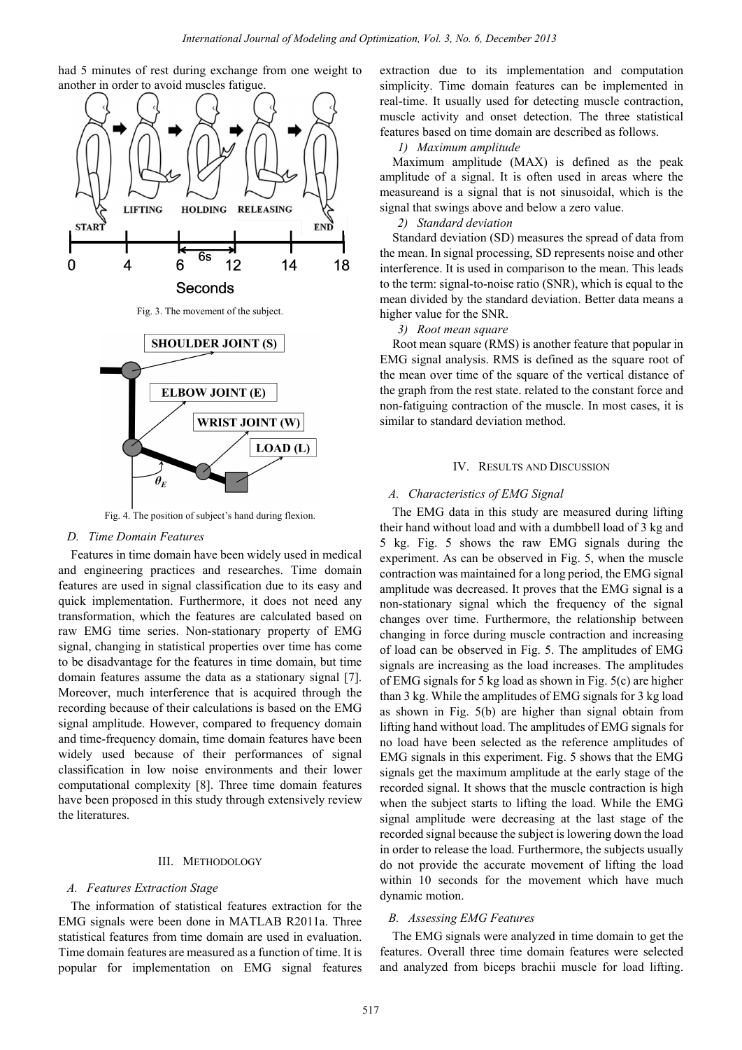had 5 minutes of rest during exchange from one weight to another in order to avoid muscles fatigue.

Fig. 3. The movement of the subject.

Fig. 4. The position of subject's hand during flexion.

### D. Time Domain Features

Features in time domain have been widely used in medical and engineering practices and researches. Time domain features are used in signal classification due to its easy and quick implementation. Furthermore, it does not need any transformation, which the features are calculated based on raw EMG time series. Non-stationary property of EMG signal, changing in statistical properties over time has come to be disadvantage for the features in time domain, but time domain features assume the data as a stationary signal [7]. Moreover, much interference that is acquired through the recording because of their calculations is based on the EMG signal amplitude. However, compared to frequency domain and time-frequency domain, time domain features have been widely used because of their performances of signal classification in low noise environments and their lower computational complexity [8]. Three time domain features have been proposed in this study through extensively review the literatures.

## III. Methodology

### A. Features Extraction Stage

The information of statistical features extraction for the EMG signals were been done in MATLAB R2011a. Three statistical features from time domain are used in evaluation. Time domain features are measured as a function of time. It is popular for implementation on EMG signal features extraction due to its implementation and computation simplicity. Time domain features can be implemented in real-time. It usually used for detecting muscle contraction, muscle activity and onset detection. The three statistical features based on time domain are described as follows.

*1) Maximum amplitude*

Maximum amplitude (MAX) is defined as the peak amplitude of a signal. It is often used in areas where the measureand is a signal that is not sinusoidal, which is the signal that swings above and below a zero value.

*2) Standard deviation*

Standard deviation (SD) measures the spread of data from the mean. In signal processing, SD represents noise and other interference. It is used in comparison to the mean. This leads to the term: signal-to-noise ratio (SNR), which is equal to the mean divided by the standard deviation. Better data means a higher value for the SNR.

*3) Root mean square*

Root mean square (RMS) is another feature that popular in EMG signal analysis. RMS is defined as the square root of the mean over time of the square of the vertical distance of the graph from the rest state. related to the constant force and non-fatiguing contraction of the muscle. In most cases, it is similar to standard deviation method.

## IV. Results and Discussion

### A. Characteristics of EMG Signal

The EMG data in this study are measured during lifting their hand without load and with a dumbbell load of 3 kg and 5 kg. Fig. 5 shows the raw EMG signals during the experiment. As can be observed in Fig. 5, when the muscle contraction was maintained for a long period, the EMG signal amplitude was decreased. It proves that the EMG signal is a non-stationary signal which the frequency of the signal changes over time. Furthermore, the relationship between changing in force during muscle contraction and increasing of load can be observed in Fig. 5. The amplitudes of EMG signals are increasing as the load increases. The amplitudes of EMG signals for 5 kg load as shown in Fig. 5(c) are higher than 3 kg. While the amplitudes of EMG signals for 3 kg load as shown in Fig. 5(b) are higher than signal obtain from lifting hand without load. The amplitudes of EMG signals for no load have been selected as the reference amplitudes of EMG signals in this experiment. Fig. 5 shows that the EMG signals get the maximum amplitude at the early stage of the recorded signal. It shows that the muscle contraction is high when the subject starts to lifting the load. While the EMG signal amplitude were decreasing at the last stage of the recorded signal because the subject is lowering down the load in order to release the load. Furthermore, the subjects usually do not provide the accurate movement of lifting the load within 10 seconds for the movement which have much dynamic motion.

### B. Assessing EMG Features

The EMG signals were analyzed in time domain to get the features. Overall three time domain features were selected and analyzed from biceps brachii muscle for load lifting.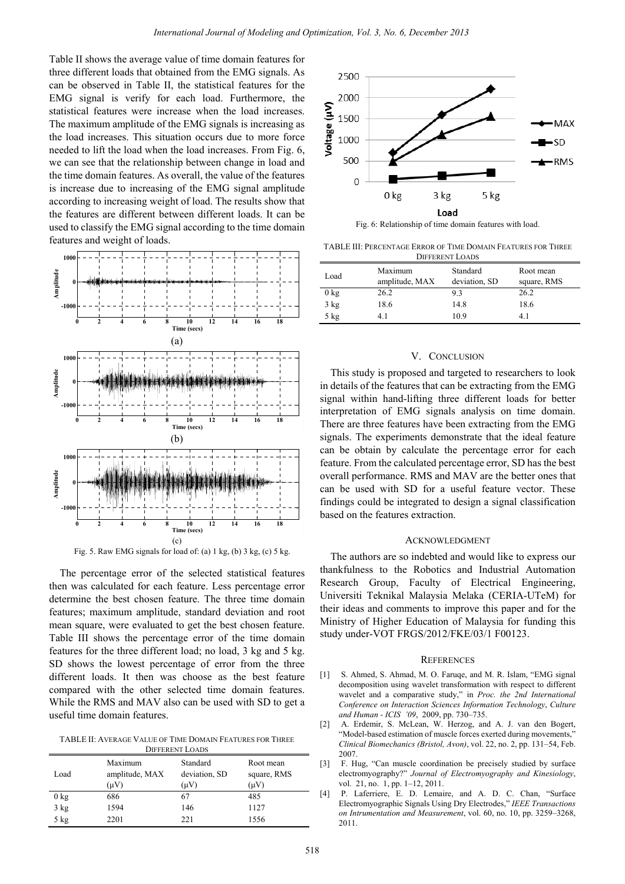Table II shows the average value of time domain features for three different loads that obtained from the EMG signals. As can be observed in Table II, the statistical features for the EMG signal is verify for each load. Furthermore, the statistical features were increase when the load increases. The maximum amplitude of the EMG signals is increasing as the load increases. This situation occurs due to more force needed to lift the load when the load increases. From Fig. 6, we can see that the relationship between change in load and the time domain features. As overall, the value of the features is increase due to increasing of the EMG signal amplitude according to increasing weight of load. The results show that the features are different between different loads. It can be used to classify the EMG signal according to the time domain features and weight of loads.

Fig. 5. Raw EMG signals for load of: (a) 1 kg, (b) 3 kg, (c) 5 kg.

The percentage error of the selected statistical features then was calculated for each feature. Less percentage error determine the best chosen feature. The three time domain features; maximum amplitude, standard deviation and root mean square, were evaluated to get the best chosen feature. Table III shows the percentage error of the time domain features for the three different load; no load, 3 kg and 5 kg. SD shows the lowest percentage of error from the three different loads. It then was choose as the best feature compared with the other selected time domain features. While the RMS and MAV also can be used with SD to get a useful time domain features.

TABLE II: AVERAGE VALUE OF TIME DOMAIN FEATURES FOR THREE DIFFERENT LOADS

| Load | Maximum amplitude, MAX (μV) | Standard deviation, SD (μV) | Root mean square, RMS (μV) |
|---|---|---|---|
| 0 kg | 686 | 67 | 485 |
| 3 kg | 1594 | 146 | 1127 |
| 5 kg | 2201 | 221 | 1556 |

Fig. 6: Relationship of time domain features with load.

TABLE III: PERCENTAGE ERROR OF TIME DOMAIN FEATURES FOR THREE DIFFERENT LOADS

| Load | Maximum amplitude, MAX | Standard deviation, SD | Root mean square, RMS |
|---|---|---|---|
| 0 kg | 26.2 | 9.3 | 26.2 |
| 3 kg | 18.6 | 14.8 | 18.6 |
| 5 kg | 4.1 | 10.9 | 4.1 |

## V. CONCLUSION

This study is proposed and targeted to researchers to look in details of the features that can be extracting from the EMG signal within hand-lifting three different loads for better interpretation of EMG signals analysis on time domain. There are three features have been extracting from the EMG signals. The experiments demonstrate that the ideal feature can be obtain by calculate the percentage error for each feature. From the calculated percentage error, SD has the best overall performance. RMS and MAV are the better ones that can be used with SD for a useful feature vector. These findings could be integrated to design a signal classification based on the features extraction.

## ACKNOWLEDGMENT

The authors are so indebted and would like to express our thankfulness to the Robotics and Industrial Automation Research Group, Faculty of Electrical Engineering, Universiti Teknikal Malaysia Melaka (CERIA-UTeM) for their ideas and comments to improve this paper and for the Ministry of Higher Education of Malaysia for funding this study under-VOT FRGS/2012/FKE/03/1 F00123.

## REFERENCES

[1] S. Ahmed, S. Ahmad, M. O. Faruqe, and M. R. Islam, "EMG signal decomposition using wavelet transformation with respect to different wavelet and a comparative study," in *Proc. the 2nd International Conference on Interaction Sciences Information Technology, Culture and Human - ICIS '09*, 2009, pp. 730–735.

[2] A. Erdemir, S. McLean, W. Herzog, and A. J. van den Bogert, "Model-based estimation of muscle forces exerted during movements," *Clinical Biomechanics (Bristol, Avon)*, vol. 22, no. 2, pp. 131–54, Feb. 2007.

[3] F. Hug, "Can muscle coordination be precisely studied by surface electromyography?" *Journal of Electromyography and Kinesiology*, vol. 21, no. 1, pp. 1–12, 2011.

[4] P. Laferriere, E. D. Lemaire, and A. D. C. Chan, "Surface Electromyographic Signals Using Dry Electrodes," *IEEE Transactions on Intrumentation and Measurement*, vol. 60, no. 10, pp. 3259–3268, 2011.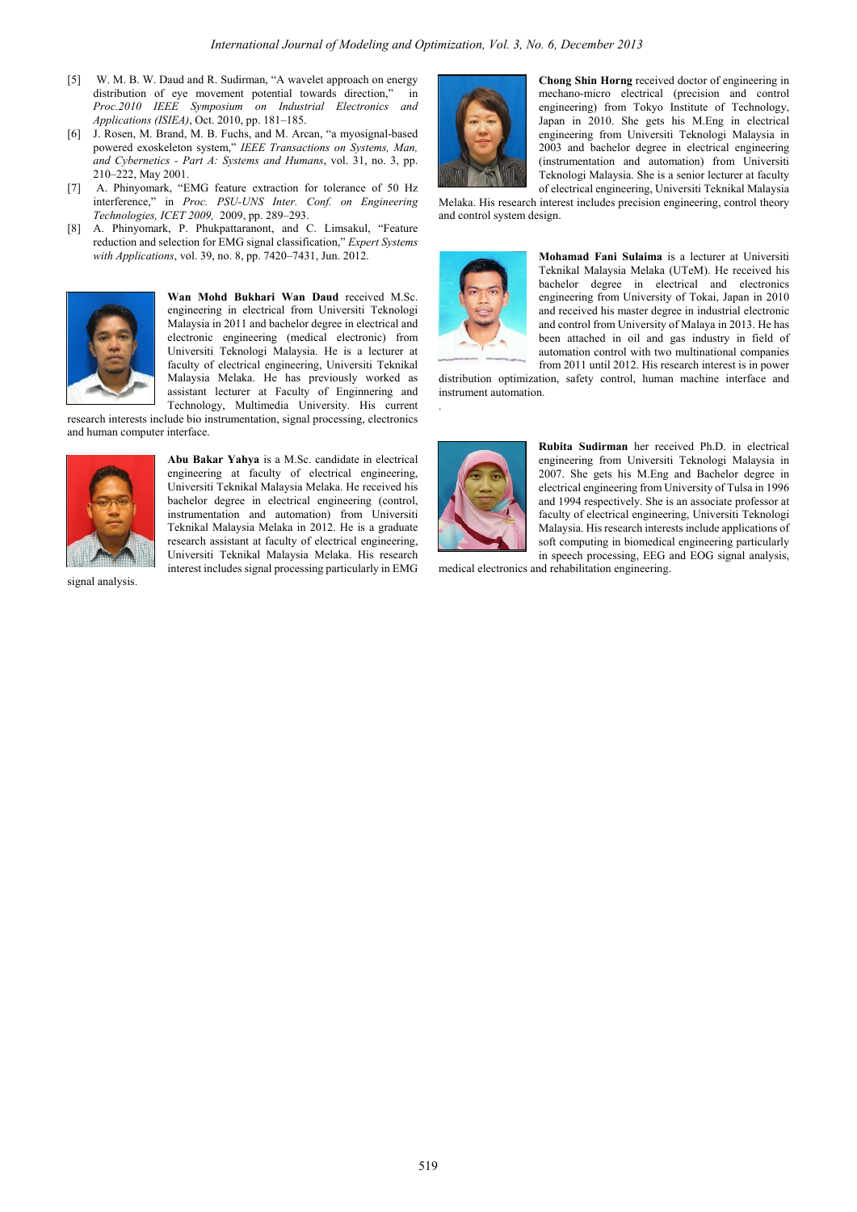[5] W. M. B. W. Daud and R. Sudirman, "A wavelet approach on energy distribution of eye movement potential towards direction," in *Proc.2010 IEEE Symposium on Industrial Electronics and Applications (ISIEA)*, Oct. 2010, pp. 181–185.

[6] J. Rosen, M. Brand, M. B. Fuchs, and M. Arcan, "a myosignal-based powered exoskeleton system," *IEEE Transactions on Systems, Man, and Cybernetics - Part A: Systems and Humans*, vol. 31, no. 3, pp. 210–222, May 2001.

[7] A. Phinyomark, "EMG feature extraction for tolerance of 50 Hz interference," in *Proc. PSU-UNS Inter. Conf. on Engineering Technologies, ICET 2009,* 2009, pp. 289–293.

[8] A. Phinyomark, P. Phukpattaranont, and C. Limsakul, "Feature reduction and selection for EMG signal classification," *Expert Systems with Applications*, vol. 39, no. 8, pp. 7420–7431, Jun. 2012.

**Wan Mohd Bukhari Wan Daud** received M.Sc. engineering in electrical from Universiti Teknologi Malaysia in 2011 and bachelor degree in electrical and electronic engineering (medical electronic) from Universiti Teknologi Malaysia. He is a lecturer at faculty of electrical engineering, Universiti Teknikal Malaysia Melaka. He has previously worked as assistant lecturer at Faculty of Enginnering and Technology, Multimedia University. His current research interests include bio instrumentation, signal processing, electronics and human computer interface.

**Abu Bakar Yahya** is a M.Sc. candidate in electrical engineering at faculty of electrical engineering, Universiti Teknikal Malaysia Melaka. He received his bachelor degree in electrical engineering (control, instrumentation and automation) from Universiti Teknikal Malaysia Melaka in 2012. He is a graduate research assistant at faculty of electrical engineering, Universiti Teknikal Malaysia Melaka. His research interest includes signal processing particularly in EMG signal analysis.

**Chong Shin Horng** received doctor of engineering in mechano-micro electrical (precision and control engineering) from Tokyo Institute of Technology, Japan in 2010. She gets his M.Eng in electrical engineering from Universiti Teknologi Malaysia in 2003 and bachelor degree in electrical engineering (instrumentation and automation) from Universiti Teknologi Malaysia. She is a senior lecturer at faculty of electrical engineering, Universiti Teknikal Malaysia Melaka. His research interest includes precision engineering, control theory and control system design.

**Mohamad Fani Sulaima** is a lecturer at Universiti Teknikal Malaysia Melaka (UTeM). He received his bachelor degree in electrical and electronics engineering from University of Tokai, Japan in 2010 and received his master degree in industrial electronic and control from University of Malaya in 2013. He has been attached in oil and gas industry in field of automation control with two multinational companies from 2011 until 2012. His research interest is in power distribution optimization, safety control, human machine interface and instrument automation.

**Rubita Sudirman** her received Ph.D. in electrical engineering from Universiti Teknologi Malaysia in 2007. She gets his M.Eng and Bachelor degree in electrical engineering from University of Tulsa in 1996 and 1994 respectively. She is an associate professor at faculty of electrical engineering, Universiti Teknologi Malaysia. His research interests include applications of soft computing in biomedical engineering particularly in speech processing, EEG and EOG signal analysis, medical electronics and rehabilitation engineering.